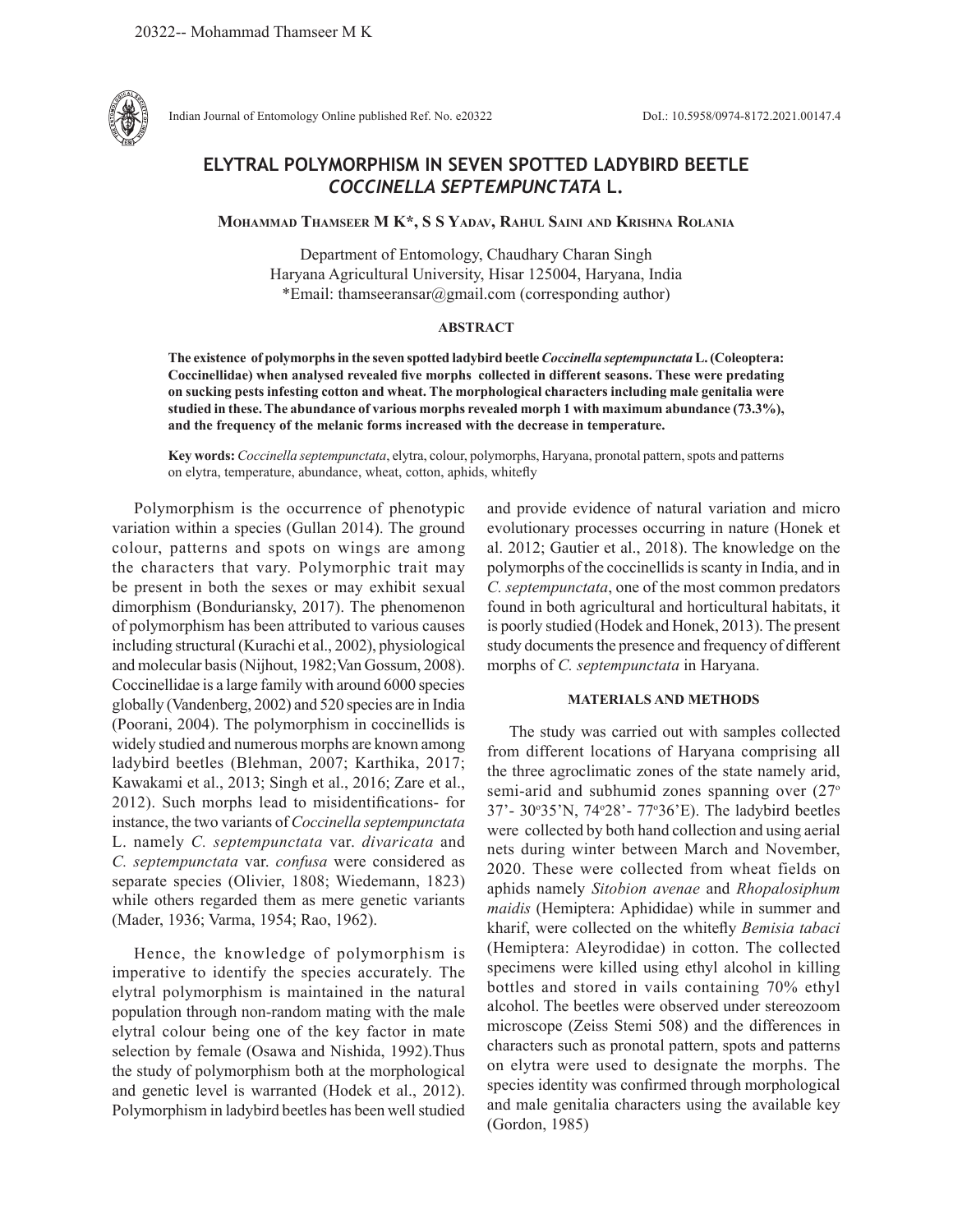# ELYTRAL POLYMORPHISM IN SEVEN SPOTTED LADYBIRD BEETLE *COCCINELLA SEPTEMPUNCTATA* L.

**Mohammad Thamseer M K\*, S S Yadav, Rahul Saini and Krishna Rolania**

Department of Entomology, Chaudhary Charan Singh Haryana Agricultural University, Hisar 125004, Haryana, India
\*Email: thamseeransar@gmail.com (corresponding author)

## ABSTRACT

**The existence of polymorphs in the seven spotted ladybird beetle *Coccinella septempunctata* L. (Coleoptera: Coccinellidae) when analysed revealed five morphs collected in different seasons. These were predating on sucking pests infesting cotton and wheat. The morphological characters including male genitalia were studied in these. The abundance of various morphs revealed morph 1 with maximum abundance (73.3%), and the frequency of the melanic forms increased with the decrease in temperature.**

**Key words:** *Coccinella septempunctata*, elytra, colour, polymorphs, Haryana, pronotal pattern, spots and patterns on elytra, temperature, abundance, wheat, cotton, aphids, whitefly

Polymorphism is the occurrence of phenotypic variation within a species (Gullan 2014). The ground colour, patterns and spots on wings are among the characters that vary. Polymorphic trait may be present in both the sexes or may exhibit sexual dimorphism (Bonduriansky, 2017). The phenomenon of polymorphism has been attributed to various causes including structural (Kurachi et al., 2002), physiological and molecular basis (Nijhout, 1982;Van Gossum, 2008). Coccinellidae is a large family with around 6000 species globally (Vandenberg, 2002) and 520 species are in India (Poorani, 2004). The polymorphism in coccinellids is widely studied and numerous morphs are known among ladybird beetles (Blehman, 2007; Karthika, 2017; Kawakami et al., 2013; Singh et al., 2016; Zare et al., 2012). Such morphs lead to misidentifications- for instance, the two variants of *Coccinella septempunctata* L. namely *C. septempunctata* var. *divaricata* and *C. septempunctata* var. *confusa* were considered as separate species (Olivier, 1808; Wiedemann, 1823) while others regarded them as mere genetic variants (Mader, 1936; Varma, 1954; Rao, 1962).

Hence, the knowledge of polymorphism is imperative to identify the species accurately. The elytral polymorphism is maintained in the natural population through non-random mating with the male elytral colour being one of the key factor in mate selection by female (Osawa and Nishida, 1992).Thus the study of polymorphism both at the morphological and genetic level is warranted (Hodek et al., 2012). Polymorphism in ladybird beetles has been well studied and provide evidence of natural variation and micro evolutionary processes occurring in nature (Honek et al. 2012; Gautier et al., 2018). The knowledge on the polymorphs of the coccinellids is scanty in India, and in *C. septempunctata*, one of the most common predators found in both agricultural and horticultural habitats, it is poorly studied (Hodek and Honek, 2013). The present study documents the presence and frequency of different morphs of *C. septempunctata* in Haryana.

## MATERIALS AND METHODS

The study was carried out with samples collected from different locations of Haryana comprising all the three agroclimatic zones of the state namely arid, semi-arid and subhumid zones spanning over (27° 37'- 30°35'N, 74°28'- 77°36'E). The ladybird beetles were collected by both hand collection and using aerial nets during winter between March and November, 2020. These were collected from wheat fields on aphids namely *Sitobion avenae* and *Rhopalosiphum maidis* (Hemiptera: Aphididae) while in summer and kharif, were collected on the whitefly *Bemisia tabaci* (Hemiptera: Aleyrodidae) in cotton. The collected specimens were killed using ethyl alcohol in killing bottles and stored in vails containing 70% ethyl alcohol. The beetles were observed under stereozoom microscope (Zeiss Stemi 508) and the differences in characters such as pronotal pattern, spots and patterns on elytra were used to designate the morphs. The species identity was confirmed through morphological and male genitalia characters using the available key (Gordon, 1985)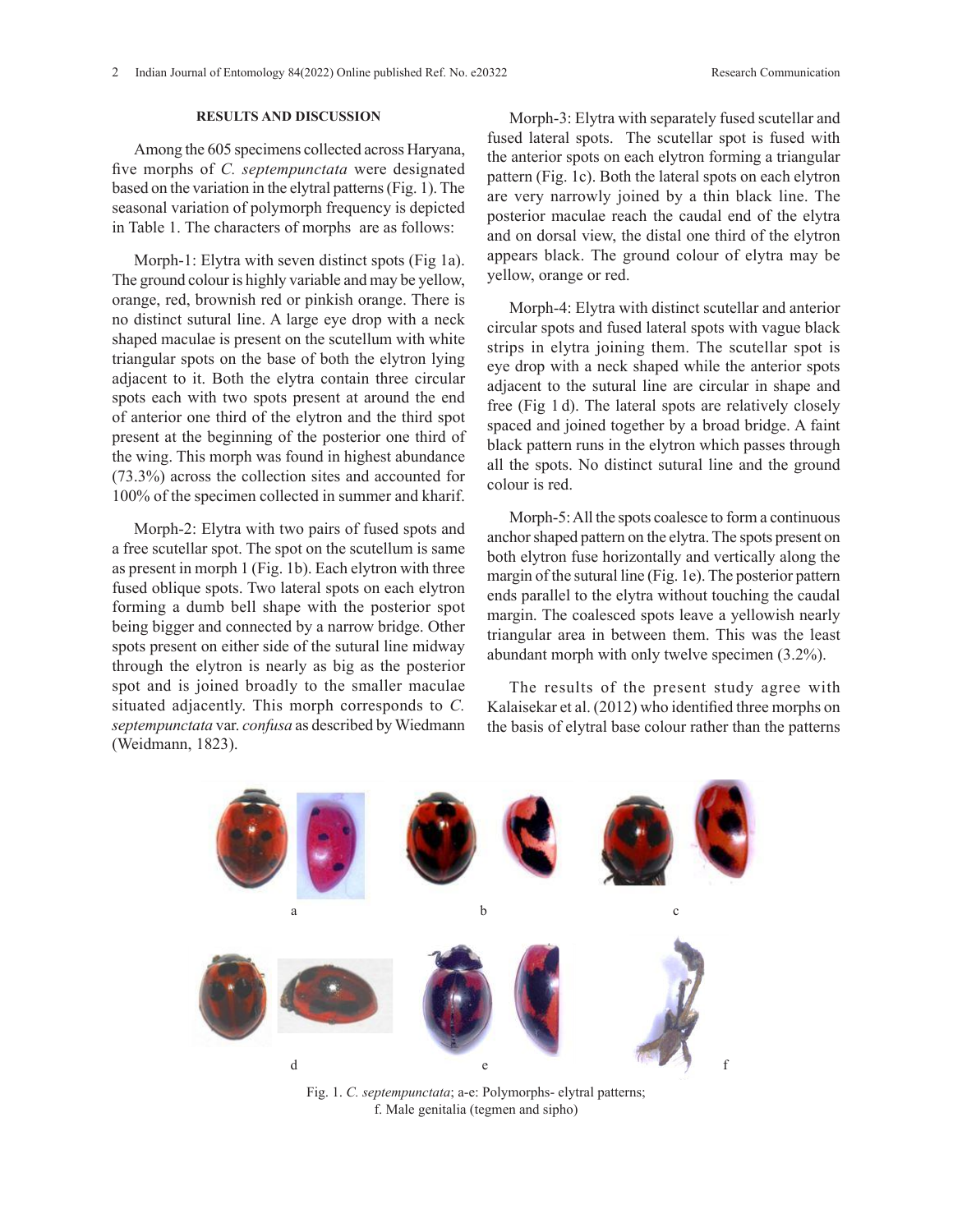## RESULTS AND DISCUSSION

Among the 605 specimens collected across Haryana, five morphs of *C. septempunctata* were designated based on the variation in the elytral patterns (Fig. 1). The seasonal variation of polymorph frequency is depicted in Table 1. The characters of morphs are as follows:

Morph-1: Elytra with seven distinct spots (Fig 1a). The ground colour is highly variable and may be yellow, orange, red, brownish red or pinkish orange. There is no distinct sutural line. A large eye drop with a neck shaped maculae is present on the scutellum with white triangular spots on the base of both the elytron lying adjacent to it. Both the elytra contain three circular spots each with two spots present at around the end of anterior one third of the elytron and the third spot present at the beginning of the posterior one third of the wing. This morph was found in highest abundance (73.3%) across the collection sites and accounted for 100% of the specimen collected in summer and kharif.

Morph-2: Elytra with two pairs of fused spots and a free scutellar spot. The spot on the scutellum is same as present in morph 1 (Fig. 1b). Each elytron with three fused oblique spots. Two lateral spots on each elytron forming a dumb bell shape with the posterior spot being bigger and connected by a narrow bridge. Other spots present on either side of the sutural line midway through the elytron is nearly as big as the posterior spot and is joined broadly to the smaller maculae situated adjacently. This morph corresponds to *C. septempunctata* var. *confusa* as described by Wiedmann (Weidmann, 1823).

Morph-3: Elytra with separately fused scutellar and fused lateral spots. The scutellar spot is fused with the anterior spots on each elytron forming a triangular pattern (Fig. 1c). Both the lateral spots on each elytron are very narrowly joined by a thin black line. The posterior maculae reach the caudal end of the elytra and on dorsal view, the distal one third of the elytron appears black. The ground colour of elytra may be yellow, orange or red.

Morph-4: Elytra with distinct scutellar and anterior circular spots and fused lateral spots with vague black strips in elytra joining them. The scutellar spot is eye drop with a neck shaped while the anterior spots adjacent to the sutural line are circular in shape and free (Fig 1 d). The lateral spots are relatively closely spaced and joined together by a broad bridge. A faint black pattern runs in the elytron which passes through all the spots. No distinct sutural line and the ground colour is red.

Morph-5: All the spots coalesce to form a continuous anchor shaped pattern on the elytra. The spots present on both elytron fuse horizontally and vertically along the margin of the sutural line (Fig. 1e). The posterior pattern ends parallel to the elytra without touching the caudal margin. The coalesced spots leave a yellowish nearly triangular area in between them. This was the least abundant morph with only twelve specimen (3.2%).

The results of the present study agree with Kalaisekar et al. (2012) who identified three morphs on the basis of elytral base colour rather than the patterns

Fig. 1. *C. septempunctata*; a-e: Polymorphs- elytral patterns; f. Male genitalia (tegmen and sipho)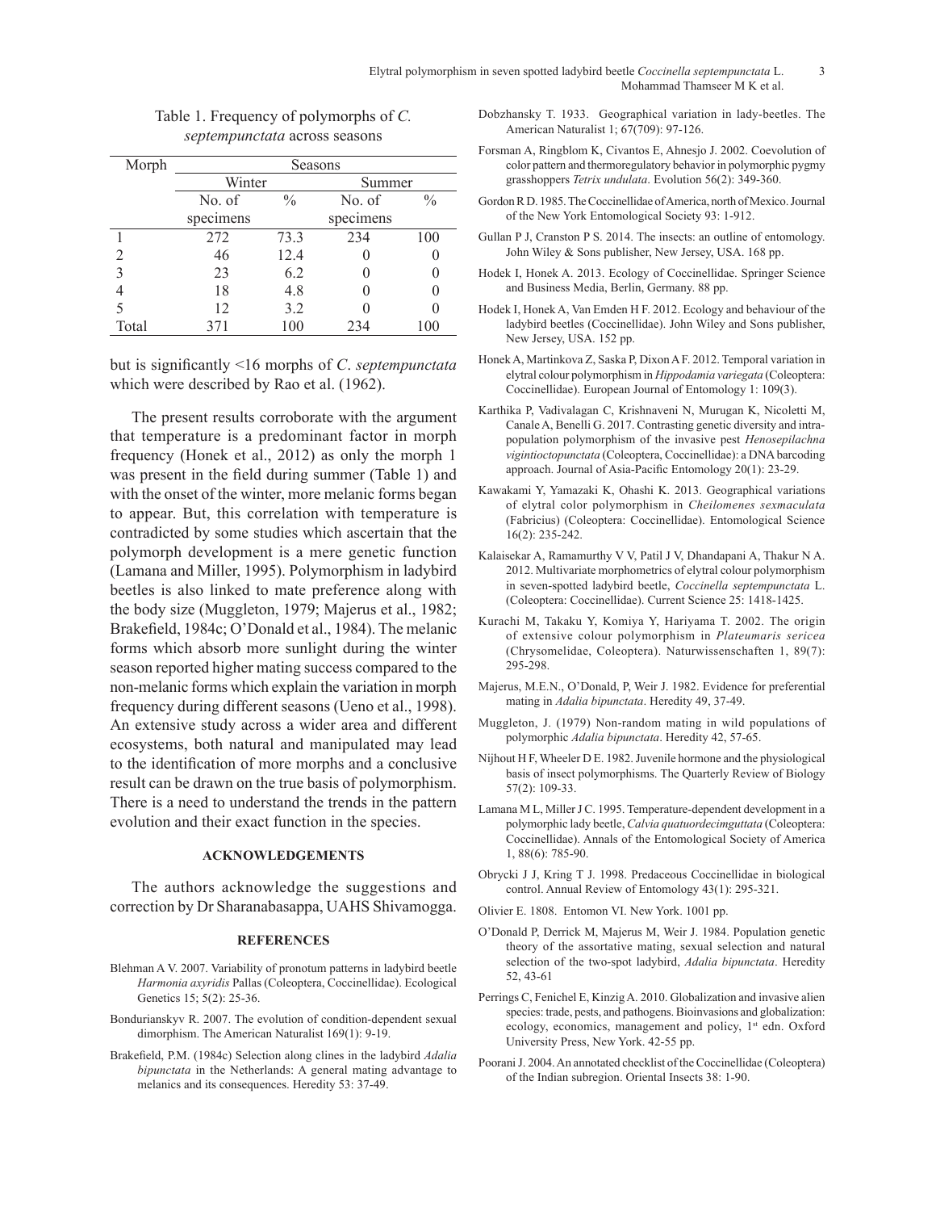Table 1. Frequency of polymorphs of *C. septempunctata* across seasons

| Morph | Seasons | | | |
|---|---|---|---|---|
| | Winter | | Summer | |
| | No. of specimens | % | No. of specimens | % |
| 1 | 272 | 73.3 | 234 | 100 |
| 2 | 46 | 12.4 | 0 | 0 |
| 3 | 23 | 6.2 | 0 | 0 |
| 4 | 18 | 4.8 | 0 | 0 |
| 5 | 12 | 3.2 | 0 | 0 |
| Total | 371 | 100 | 234 | 100 |

but is significantly <16 morphs of *C. septempunctata* which were described by Rao et al. (1962).

The present results corroborate with the argument that temperature is a predominant factor in morph frequency (Honek et al., 2012) as only the morph 1 was present in the field during summer (Table 1) and with the onset of the winter, more melanic forms began to appear. But, this correlation with temperature is contradicted by some studies which ascertain that the polymorph development is a mere genetic function (Lamana and Miller, 1995). Polymorphism in ladybird beetles is also linked to mate preference along with the body size (Muggleton, 1979; Majerus et al., 1982; Brakefield, 1984c; O'Donald et al., 1984). The melanic forms which absorb more sunlight during the winter season reported higher mating success compared to the non-melanic forms which explain the variation in morph frequency during different seasons (Ueno et al., 1998). An extensive study across a wider area and different ecosystems, both natural and manipulated may lead to the identification of more morphs and a conclusive result can be drawn on the true basis of polymorphism. There is a need to understand the trends in the pattern evolution and their exact function in the species.

## ACKNOWLEDGEMENTS

The authors acknowledge the suggestions and correction by Dr Sharanabasappa, UAHS Shivamogga.

## REFERENCES

Blehman A V. 2007. Variability of pronotum patterns in ladybird beetle *Harmonia axyridis* Pallas (Coleoptera, Coccinellidae). Ecological Genetics 15; 5(2): 25-36.

Bondurianskyv R. 2007. The evolution of condition-dependent sexual dimorphism. The American Naturalist 169(1): 9-19.

Brakefield, P.M. (1984c) Selection along clines in the ladybird *Adalia bipunctata* in the Netherlands: A general mating advantage to melanics and its consequences. Heredity 53: 37-49.

Dobzhansky T. 1933. Geographical variation in lady-beetles. The American Naturalist 1; 67(709): 97-126.

Forsman A, Ringblom K, Civantos E, Ahnesjo J. 2002. Coevolution of color pattern and thermoregulatory behavior in polymorphic pygmy grasshoppers *Tetrix undulata*. Evolution 56(2): 349-360.

Gordon R D. 1985. The Coccinellidae of America, north of Mexico. Journal of the New York Entomological Society 93: 1-912.

Gullan P J, Cranston P S. 2014. The insects: an outline of entomology. John Wiley & Sons publisher, New Jersey, USA. 168 pp.

Hodek I, Honek A. 2013. Ecology of Coccinellidae. Springer Science and Business Media, Berlin, Germany. 88 pp.

Hodek I, Honek A, Van Emden H F. 2012. Ecology and behaviour of the ladybird beetles (Coccinellidae). John Wiley and Sons publisher, New Jersey, USA. 152 pp.

Honek A, Martinkova Z, Saska P, Dixon A F. 2012. Temporal variation in elytral colour polymorphism in *Hippodamia variegata* (Coleoptera: Coccinellidae). European Journal of Entomology 1: 109(3).

Karthika P, Vadivalagan C, Krishnaveni N, Murugan K, Nicoletti M, Canale A, Benelli G. 2017. Contrasting genetic diversity and intra-population polymorphism of the invasive pest *Henosepilachna vigintioctopunctata* (Coleoptera, Coccinellidae): a DNA barcoding approach. Journal of Asia-Pacific Entomology 20(1): 23-29.

Kawakami Y, Yamazaki K, Ohashi K. 2013. Geographical variations of elytral color polymorphism in *Cheilomenes sexmaculata* (Fabricius) (Coleoptera: Coccinellidae). Entomological Science 16(2): 235-242.

Kalaisekar A, Ramamurthy V V, Patil J V, Dhandapani A, Thakur N A. 2012. Multivariate morphometrics of elytral colour polymorphism in seven-spotted ladybird beetle, *Coccinella septempunctata* L. (Coleoptera: Coccinellidae). Current Science 25: 1418-1425.

Kurachi M, Takaku Y, Komiya Y, Hariyama T. 2002. The origin of extensive colour polymorphism in *Plateumaris sericea* (Chrysomelidae, Coleoptera). Naturwissenschaften 1, 89(7): 295-298.

Majerus, M.E.N., O'Donald, P, Weir J. 1982. Evidence for preferential mating in *Adalia bipunctata*. Heredity 49, 37-49.

Muggleton, J. (1979) Non-random mating in wild populations of polymorphic *Adalia bipunctata*. Heredity 42, 57-65.

Nijhout H F, Wheeler D E. 1982. Juvenile hormone and the physiological basis of insect polymorphisms. The Quarterly Review of Biology 57(2): 109-33.

Lamana M L, Miller J C. 1995. Temperature-dependent development in a polymorphic lady beetle, *Calvia quatuordecimguttata* (Coleoptera: Coccinellidae). Annals of the Entomological Society of America 1, 88(6): 785-90.

Obrycki J J, Kring T J. 1998. Predaceous Coccinellidae in biological control. Annual Review of Entomology 43(1): 295-321.

Olivier E. 1808. Entomon VI. New York. 1001 pp.

O'Donald P, Derrick M, Majerus M, Weir J. 1984. Population genetic theory of the assortative mating, sexual selection and natural selection of the two-spot ladybird, *Adalia bipunctata*. Heredity 52, 43-61

Perrings C, Fenichel E, Kinzig A. 2010. Globalization and invasive alien species: trade, pests, and pathogens. Bioinvasions and globalization: ecology, economics, management and policy, 1st edn. Oxford University Press, New York. 42-55 pp.

Poorani J. 2004. An annotated checklist of the Coccinellidae (Coleoptera) of the Indian subregion. Oriental Insects 38: 1-90.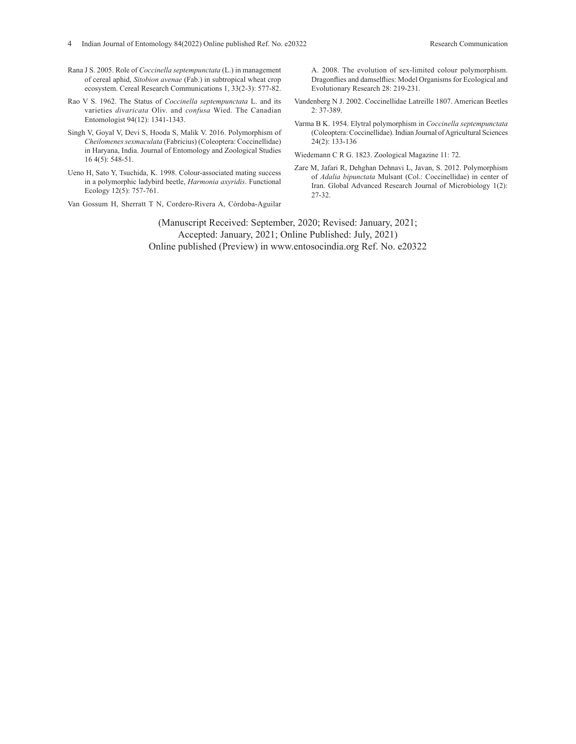Rana J S. 2005. Role of *Coccinella septempunctata* (L.) in management of cereal aphid, *Sitobion avenae* (Fab.) in subtropical wheat crop ecosystem. Cereal Research Communications 1, 33(2-3): 577-82.

Rao V S. 1962. The Status of *Coccinella septempunctata* L. and its varieties *divaricata* Oliv. and *confusa* Wied. The Canadian Entomologist 94(12): 1341-1343.

Singh V, Goyal V, Devi S, Hooda S, Malik V. 2016. Polymorphism of *Cheilomenes sexmaculata* (Fabricius) (Coleoptera: Coccinellidae) in Haryana, India. Journal of Entomology and Zoological Studies 16 4(5): 548-51.

Ueno H, Sato Y, Tsuchida, K. 1998. Colour-associated mating success in a polymorphic ladybird beetle, *Harmonia axyridis*. Functional Ecology 12(5): 757-761.

Van Gossum H, Sherratt T N, Cordero-Rivera A, Córdoba-Aguilar A. 2008. The evolution of sex-limited colour polymorphism. Dragonflies and damselflies: Model Organisms for Ecological and Evolutionary Research 28: 219-231.

Vandenberg N J. 2002. Coccinellidae Latreille 1807. American Beetles 2: 37-389.

Varma B K. 1954. Elytral polymorphism in *Coccinella septempunctata* (Coleoptera: Coccinellidae). Indian Journal of Agricultural Sciences 24(2): 133-136

Wiedemann C R G. 1823. Zoological Magazine 11: 72.

Zare M, Jafari R, Dehghan Dehnavi L, Javan, S. 2012. Polymorphism of *Adalia bipunctata* Mulsant (Col.: Coccinellidae) in center of Iran. Global Advanced Research Journal of Microbiology 1(2): 27-32.

(Manuscript Received: September, 2020; Revised: January, 2021; Accepted: January, 2021; Online Published: July, 2021)
Online published (Preview) in www.entosocindia.org Ref. No. e20322